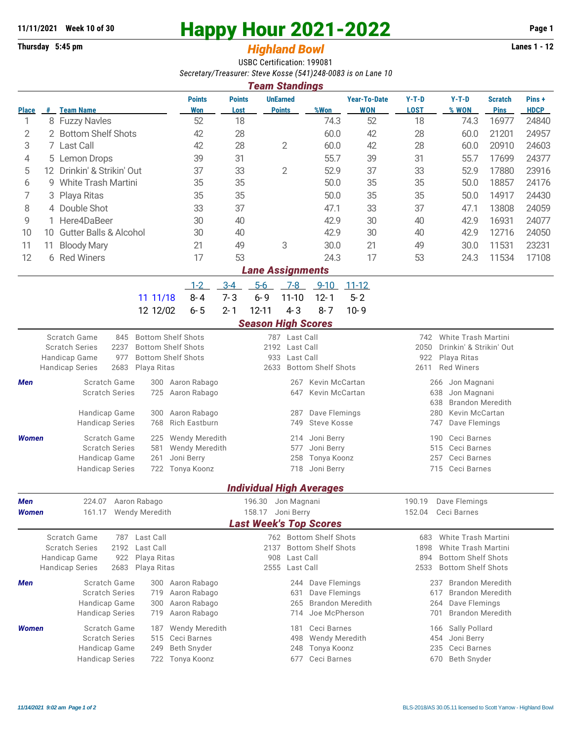11/11/2021 Week 10 of 30

Thursday 5:45 pm

# Happy Hour 2021-2022

## *Highland Bowl*

Lanes 1 - 12

USBC Certification: 199081

*Secretary/Treasurer: Steve Kosse (541)248-0083 is on Lane 10*

### *Team Standings*

| Place | # | Team Name | Points Won | Points Lost | UnEarned Points | %Won | Year-To-Date WON | Y-T-D LOST | Y-T-D % WON | Scratch Pins | Pins + HDCP |
|---|---|---|---|---|---|---|---|---|---|---|---|
| 1 | 8 | Fuzzy Navles | 52 | 18 | | 74.3 | 52 | 18 | 74.3 | 16977 | 24840 |
| 2 | 2 | Bottom Shelf Shots | 42 | 28 | | 60.0 | 42 | 28 | 60.0 | 21201 | 24957 |
| 3 | 7 | Last Call | 42 | 28 | 2 | 60.0 | 42 | 28 | 60.0 | 20910 | 24603 |
| 4 | 5 | Lemon Drops | 39 | 31 | | 55.7 | 39 | 31 | 55.7 | 17699 | 24377 |
| 5 | 12 | Drinkin' & Strikin' Out | 37 | 33 | 2 | 52.9 | 37 | 33 | 52.9 | 17880 | 23916 |
| 6 | 9 | White Trash Martini | 35 | 35 | | 50.0 | 35 | 35 | 50.0 | 18857 | 24176 |
| 7 | 3 | Playa Ritas | 35 | 35 | | 50.0 | 35 | 35 | 50.0 | 14917 | 24430 |
| 8 | 4 | Double Shot | 33 | 37 | | 47.1 | 33 | 37 | 47.1 | 13808 | 24059 |
| 9 | 1 | Here4DaBeer | 30 | 40 | | 42.9 | 30 | 40 | 42.9 | 16931 | 24077 |
| 10 | 10 | Gutter Balls & Alcohol | 30 | 40 | | 42.9 | 30 | 40 | 42.9 | 12716 | 24050 |
| 11 | 11 | Bloody Mary | 21 | 49 | 3 | 30.0 | 21 | 49 | 30.0 | 11531 | 23231 |
| 12 | 6 | Red Winers | 17 | 53 | | 24.3 | 17 | 53 | 24.3 | 11534 | 17108 |

### *Lane Assignments*

| | 1-2 | 3-4 | 5-6 | 7-8 | 9-10 | 11-12 |
|---|---|---|---|---|---|---|
| 11 11/18 | 8-4 | 7-3 | 6-9 | 11-10 | 12-1 | 5-2 |
| 12 12/02 | 6-5 | 2-1 | 12-11 | 4-3 | 8-7 | 10-9 |

### *Season High Scores*

| | | | | | | |
|---|---|---|---|---|---|---|
| Scratch Game | 845 | Bottom Shelf Shots | 787 | Last Call | 742 | White Trash Martini |
| Scratch Series | 2237 | Bottom Shelf Shots | 2192 | Last Call | 2050 | Drinkin' & Strikin' Out |
| Handicap Game | 977 | Bottom Shelf Shots | 933 | Last Call | 922 | Playa Ritas |
| Handicap Series | 2683 | Playa Ritas | 2633 | Bottom Shelf Shots | 2611 | Red Winers |

**Men**

| | | | | | | |
|---|---|---|---|---|---|---|
| Scratch Game | 300 | Aaron Rabago | 267 | Kevin McCartan | 266 | Jon Magnani |
| Scratch Series | 725 | Aaron Rabago | 647 | Kevin McCartan | 638 | Jon Magnani |
| | | | | | 638 | Brandon Meredith |
| Handicap Game | 300 | Aaron Rabago | 287 | Dave Flemings | 280 | Kevin McCartan |
| Handicap Series | 768 | Rich Eastburn | 749 | Steve Kosse | 747 | Dave Flemings |

**Women**

| | | | | | | |
|---|---|---|---|---|---|---|
| Scratch Game | 225 | Wendy Meredith | 214 | Joni Berry | 190 | Ceci Barnes |
| Scratch Series | 581 | Wendy Meredith | 577 | Joni Berry | 515 | Ceci Barnes |
| Handicap Game | 261 | Joni Berry | 258 | Tonya Koonz | 257 | Ceci Barnes |
| Handicap Series | 722 | Tonya Koonz | 718 | Joni Berry | 715 | Ceci Barnes |

### *Individual High Averages*

| | | | | | | |
|---|---|---|---|---|---|---|
| **Men** | 224.07 | Aaron Rabago | 196.30 | Jon Magnani | 190.19 | Dave Flemings |
| **Women** | 161.17 | Wendy Meredith | 158.17 | Joni Berry | 152.04 | Ceci Barnes |

### *Last Week's Top Scores*

| | | | | | | |
|---|---|---|---|---|---|---|
| Scratch Game | 787 | Last Call | 762 | Bottom Shelf Shots | 683 | White Trash Martini |
| Scratch Series | 2192 | Last Call | 2137 | Bottom Shelf Shots | 1898 | White Trash Martini |
| Handicap Game | 922 | Playa Ritas | 908 | Last Call | 894 | Bottom Shelf Shots |
| Handicap Series | 2683 | Playa Ritas | 2555 | Last Call | 2533 | Bottom Shelf Shots |

**Men**

| | | | | | | |
|---|---|---|---|---|---|---|
| Scratch Game | 300 | Aaron Rabago | 244 | Dave Flemings | 237 | Brandon Meredith |
| Scratch Series | 719 | Aaron Rabago | 631 | Dave Flemings | 617 | Brandon Meredith |
| Handicap Game | 300 | Aaron Rabago | 265 | Brandon Meredith | 264 | Dave Flemings |
| Handicap Series | 719 | Aaron Rabago | 714 | Joe McPherson | 701 | Brandon Meredith |

**Women**

| | | | | | | |
|---|---|---|---|---|---|---|
| Scratch Game | 187 | Wendy Meredith | 181 | Ceci Barnes | 166 | Sally Pollard |
| Scratch Series | 515 | Ceci Barnes | 498 | Wendy Meredith | 454 | Joni Berry |
| Handicap Game | 249 | Beth Snyder | 248 | Tonya Koonz | 235 | Ceci Barnes |
| Handicap Series | 722 | Tonya Koonz | 677 | Ceci Barnes | 670 | Beth Snyder |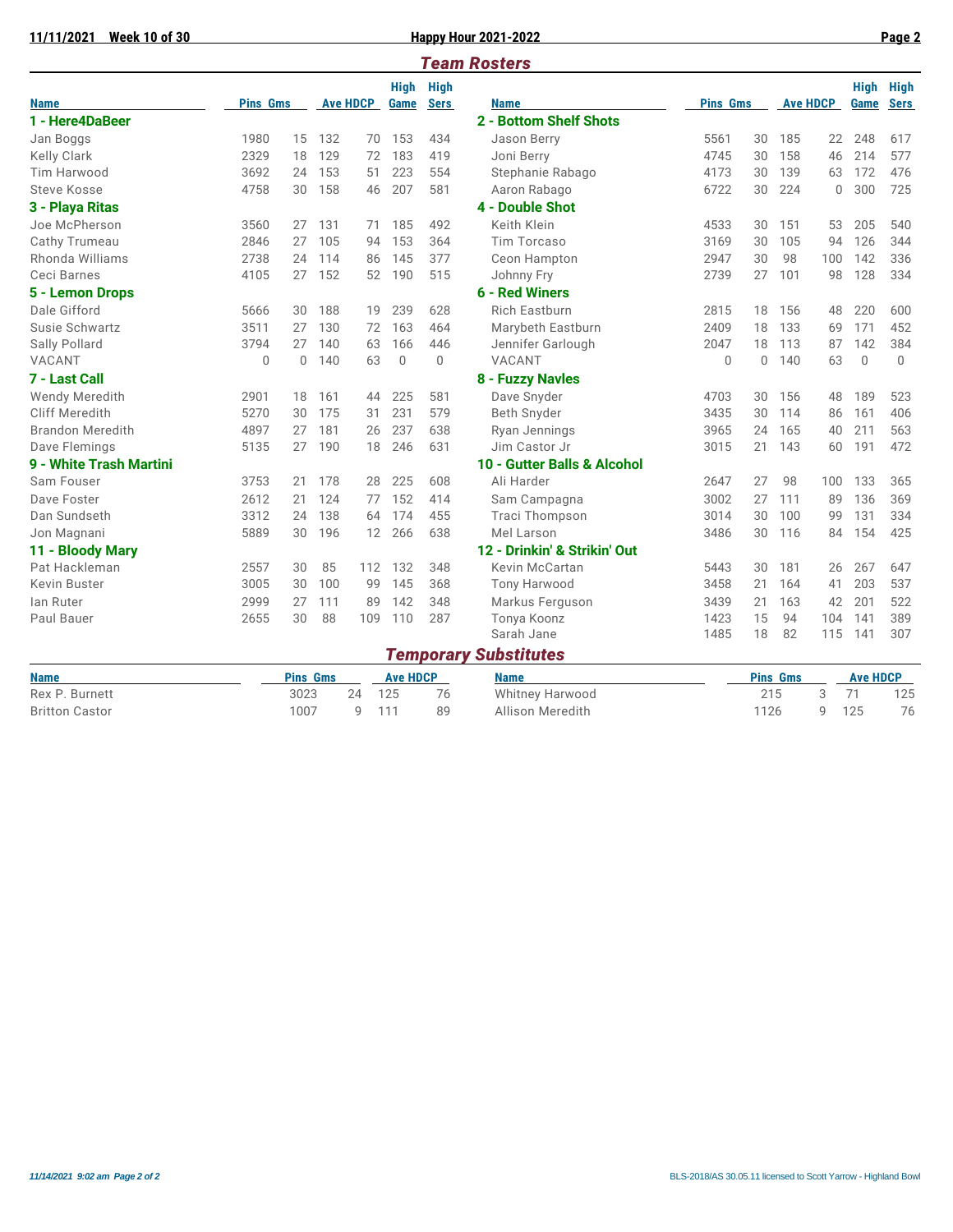## Team Rosters

| Name | Pins | Gms | Ave | HDCP | High Game | High Sers |
|---|---|---|---|---|---|---|
| **1 - Here4DaBeer** | | | | | | |
| Jan Boggs | 1980 | 15 | 132 | 70 | 153 | 434 |
| Kelly Clark | 2329 | 18 | 129 | 72 | 183 | 419 |
| Tim Harwood | 3692 | 24 | 153 | 51 | 223 | 554 |
| Steve Kosse | 4758 | 30 | 158 | 46 | 207 | 581 |
| **2 - Bottom Shelf Shots** | | | | | | |
| Jason Berry | 5561 | 30 | 185 | 22 | 248 | 617 |
| Joni Berry | 4745 | 30 | 158 | 46 | 214 | 577 |
| Stephanie Rabago | 4173 | 30 | 139 | 63 | 172 | 476 |
| Aaron Rabago | 6722 | 30 | 224 | 0 | 300 | 725 |
| **3 - Playa Ritas** | | | | | | |
| Joe McPherson | 3560 | 27 | 131 | 71 | 185 | 492 |
| Cathy Trumeau | 2846 | 27 | 105 | 94 | 153 | 364 |
| Rhonda Williams | 2738 | 24 | 114 | 86 | 145 | 377 |
| Ceci Barnes | 4105 | 27 | 152 | 52 | 190 | 515 |
| **4 - Double Shot** | | | | | | |
| Keith Klein | 4533 | 30 | 151 | 53 | 205 | 540 |
| Tim Torcaso | 3169 | 30 | 105 | 94 | 126 | 344 |
| Ceon Hampton | 2947 | 30 | 98 | 100 | 142 | 336 |
| Johnny Fry | 2739 | 27 | 101 | 98 | 128 | 334 |
| **5 - Lemon Drops** | | | | | | |
| Dale Gifford | 5666 | 30 | 188 | 19 | 239 | 628 |
| Susie Schwartz | 3511 | 27 | 130 | 72 | 163 | 464 |
| Sally Pollard | 3794 | 27 | 140 | 63 | 166 | 446 |
| VACANT | 0 | 0 | 140 | 63 | 0 | 0 |
| **6 - Red Winers** | | | | | | |
| Rich Eastburn | 2815 | 18 | 156 | 48 | 220 | 600 |
| Marybeth Eastburn | 2409 | 18 | 133 | 69 | 171 | 452 |
| Jennifer Garlough | 2047 | 18 | 113 | 87 | 142 | 384 |
| VACANT | 0 | 0 | 140 | 63 | 0 | 0 |
| **7 - Last Call** | | | | | | |
| Wendy Meredith | 2901 | 18 | 161 | 44 | 225 | 581 |
| Cliff Meredith | 5270 | 30 | 175 | 31 | 231 | 579 |
| Brandon Meredith | 4897 | 27 | 181 | 26 | 237 | 638 |
| Dave Flemings | 5135 | 27 | 190 | 18 | 246 | 631 |
| **8 - Fuzzy Navles** | | | | | | |
| Dave Snyder | 4703 | 30 | 156 | 48 | 189 | 523 |
| Beth Snyder | 3435 | 30 | 114 | 86 | 161 | 406 |
| Ryan Jennings | 3965 | 24 | 165 | 40 | 211 | 563 |
| Jim Castor Jr | 3015 | 21 | 143 | 60 | 191 | 472 |
| **9 - White Trash Martini** | | | | | | |
| Sam Fouser | 3753 | 21 | 178 | 28 | 225 | 608 |
| Dave Foster | 2612 | 21 | 124 | 77 | 152 | 414 |
| Dan Sundseth | 3312 | 24 | 138 | 64 | 174 | 455 |
| Jon Magnani | 5889 | 30 | 196 | 12 | 266 | 638 |
| **10 - Gutter Balls & Alcohol** | | | | | | |
| Ali Harder | 2647 | 27 | 98 | 100 | 133 | 365 |
| Sam Campagna | 3002 | 27 | 111 | 89 | 136 | 369 |
| Traci Thompson | 3014 | 30 | 100 | 99 | 131 | 334 |
| Mel Larson | 3486 | 30 | 116 | 84 | 154 | 425 |
| **11 - Bloody Mary** | | | | | | |
| Pat Hackleman | 2557 | 30 | 85 | 112 | 132 | 348 |
| Kevin Buster | 3005 | 30 | 100 | 99 | 145 | 368 |
| Ian Ruter | 2999 | 27 | 111 | 89 | 142 | 348 |
| Paul Bauer | 2655 | 30 | 88 | 109 | 110 | 287 |
| **12 - Drinkin' & Strikin' Out** | | | | | | |
| Kevin McCartan | 5443 | 30 | 181 | 26 | 267 | 647 |
| Tony Harwood | 3458 | 21 | 164 | 41 | 203 | 537 |
| Markus Ferguson | 3439 | 21 | 163 | 42 | 201 | 522 |
| Tonya Koonz | 1423 | 15 | 94 | 104 | 141 | 389 |
| Sarah Jane | 1485 | 18 | 82 | 115 | 141 | 307 |

## Temporary Substitutes

| Name | Pins | Gms | Ave | HDCP |
|---|---|---|---|---|
| Rex P. Burnett | 3023 | 24 | 125 | 76 |
| Britton Castor | 1007 | 9 | 111 | 89 |
| Whitney Harwood | 215 | 3 | 71 | 125 |
| Allison Meredith | 1126 | 9 | 125 | 76 |